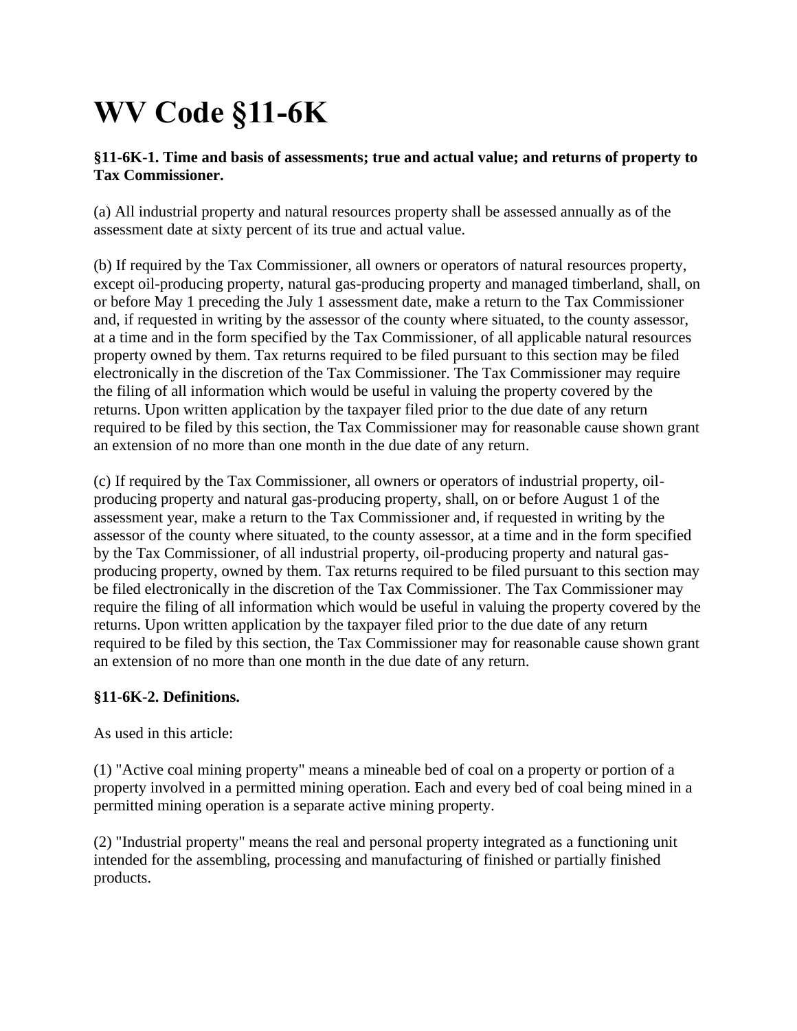# WV Code §11-6K

**§11-6K-1. Time and basis of assessments; true and actual value; and returns of property to Tax Commissioner.**

(a) All industrial property and natural resources property shall be assessed annually as of the assessment date at sixty percent of its true and actual value.

(b) If required by the Tax Commissioner, all owners or operators of natural resources property, except oil-producing property, natural gas-producing property and managed timberland, shall, on or before May 1 preceding the July 1 assessment date, make a return to the Tax Commissioner and, if requested in writing by the assessor of the county where situated, to the county assessor, at a time and in the form specified by the Tax Commissioner, of all applicable natural resources property owned by them. Tax returns required to be filed pursuant to this section may be filed electronically in the discretion of the Tax Commissioner. The Tax Commissioner may require the filing of all information which would be useful in valuing the property covered by the returns. Upon written application by the taxpayer filed prior to the due date of any return required to be filed by this section, the Tax Commissioner may for reasonable cause shown grant an extension of no more than one month in the due date of any return.

(c) If required by the Tax Commissioner, all owners or operators of industrial property, oil-producing property and natural gas-producing property, shall, on or before August 1 of the assessment year, make a return to the Tax Commissioner and, if requested in writing by the assessor of the county where situated, to the county assessor, at a time and in the form specified by the Tax Commissioner, of all industrial property, oil-producing property and natural gas-producing property, owned by them. Tax returns required to be filed pursuant to this section may be filed electronically in the discretion of the Tax Commissioner. The Tax Commissioner may require the filing of all information which would be useful in valuing the property covered by the returns. Upon written application by the taxpayer filed prior to the due date of any return required to be filed by this section, the Tax Commissioner may for reasonable cause shown grant an extension of no more than one month in the due date of any return.

**§11-6K-2. Definitions.**

As used in this article:

(1) "Active coal mining property" means a mineable bed of coal on a property or portion of a property involved in a permitted mining operation. Each and every bed of coal being mined in a permitted mining operation is a separate active mining property.

(2) "Industrial property" means the real and personal property integrated as a functioning unit intended for the assembling, processing and manufacturing of finished or partially finished products.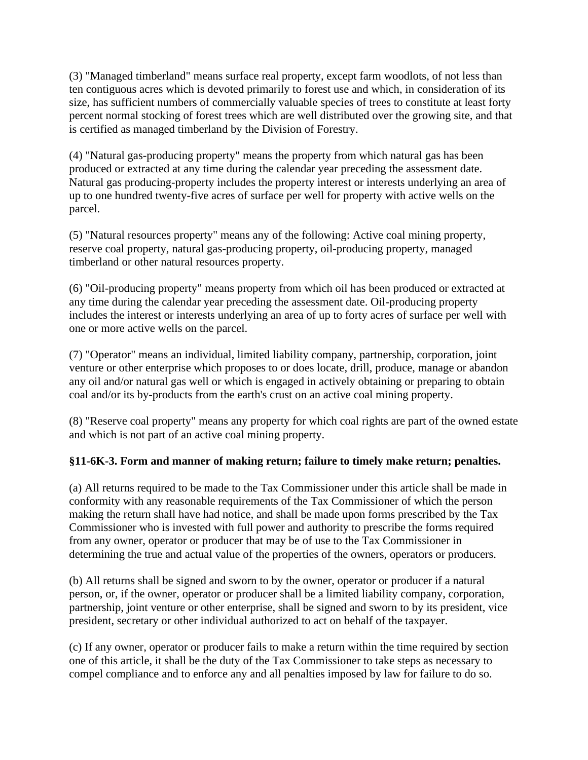(3) "Managed timberland" means surface real property, except farm woodlots, of not less than ten contiguous acres which is devoted primarily to forest use and which, in consideration of its size, has sufficient numbers of commercially valuable species of trees to constitute at least forty percent normal stocking of forest trees which are well distributed over the growing site, and that is certified as managed timberland by the Division of Forestry.

(4) "Natural gas-producing property" means the property from which natural gas has been produced or extracted at any time during the calendar year preceding the assessment date. Natural gas producing-property includes the property interest or interests underlying an area of up to one hundred twenty-five acres of surface per well for property with active wells on the parcel.

(5) "Natural resources property" means any of the following: Active coal mining property, reserve coal property, natural gas-producing property, oil-producing property, managed timberland or other natural resources property.

(6) "Oil-producing property" means property from which oil has been produced or extracted at any time during the calendar year preceding the assessment date. Oil-producing property includes the interest or interests underlying an area of up to forty acres of surface per well with one or more active wells on the parcel.

(7) "Operator" means an individual, limited liability company, partnership, corporation, joint venture or other enterprise which proposes to or does locate, drill, produce, manage or abandon any oil and/or natural gas well or which is engaged in actively obtaining or preparing to obtain coal and/or its by-products from the earth's crust on an active coal mining property.

(8) "Reserve coal property" means any property for which coal rights are part of the owned estate and which is not part of an active coal mining property.

**§11-6K-3. Form and manner of making return; failure to timely make return; penalties.**

(a) All returns required to be made to the Tax Commissioner under this article shall be made in conformity with any reasonable requirements of the Tax Commissioner of which the person making the return shall have had notice, and shall be made upon forms prescribed by the Tax Commissioner who is invested with full power and authority to prescribe the forms required from any owner, operator or producer that may be of use to the Tax Commissioner in determining the true and actual value of the properties of the owners, operators or producers.

(b) All returns shall be signed and sworn to by the owner, operator or producer if a natural person, or, if the owner, operator or producer shall be a limited liability company, corporation, partnership, joint venture or other enterprise, shall be signed and sworn to by its president, vice president, secretary or other individual authorized to act on behalf of the taxpayer.

(c) If any owner, operator or producer fails to make a return within the time required by section one of this article, it shall be the duty of the Tax Commissioner to take steps as necessary to compel compliance and to enforce any and all penalties imposed by law for failure to do so.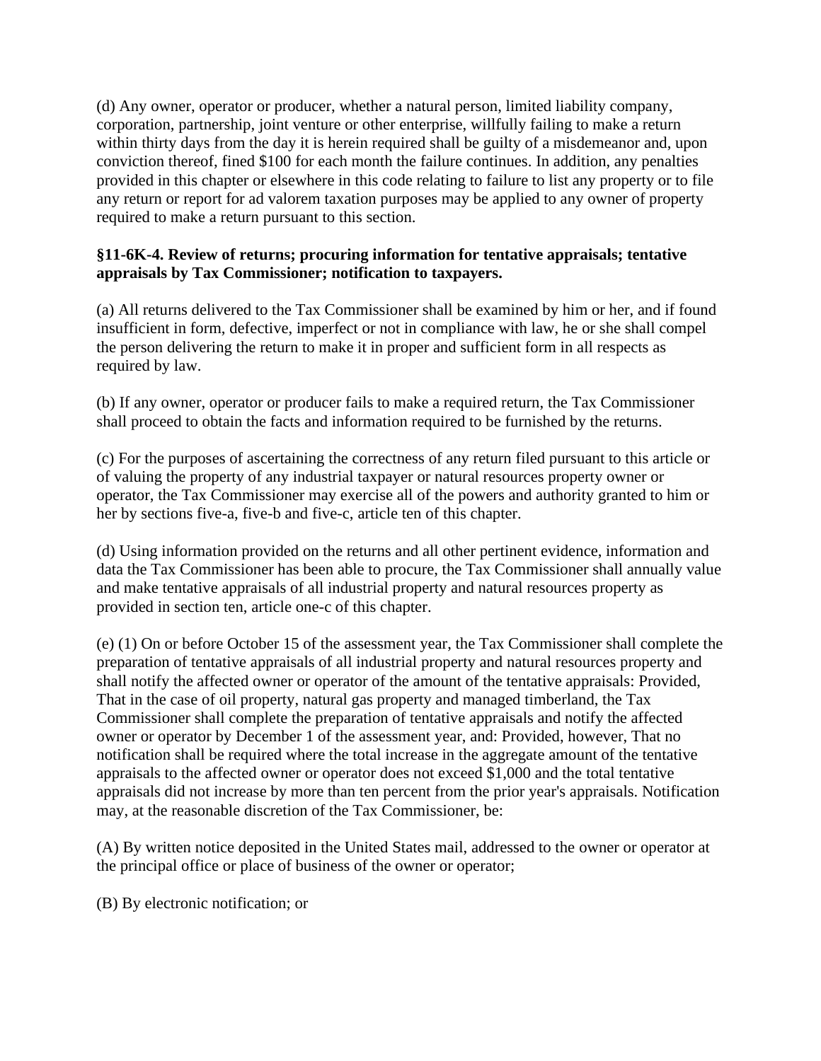(d) Any owner, operator or producer, whether a natural person, limited liability company, corporation, partnership, joint venture or other enterprise, willfully failing to make a return within thirty days from the day it is herein required shall be guilty of a misdemeanor and, upon conviction thereof, fined $100 for each month the failure continues. In addition, any penalties provided in this chapter or elsewhere in this code relating to failure to list any property or to file any return or report for ad valorem taxation purposes may be applied to any owner of property required to make a return pursuant to this section.

**§11-6K-4. Review of returns; procuring information for tentative appraisals; tentative appraisals by Tax Commissioner; notification to taxpayers.**

(a) All returns delivered to the Tax Commissioner shall be examined by him or her, and if found insufficient in form, defective, imperfect or not in compliance with law, he or she shall compel the person delivering the return to make it in proper and sufficient form in all respects as required by law.

(b) If any owner, operator or producer fails to make a required return, the Tax Commissioner shall proceed to obtain the facts and information required to be furnished by the returns.

(c) For the purposes of ascertaining the correctness of any return filed pursuant to this article or of valuing the property of any industrial taxpayer or natural resources property owner or operator, the Tax Commissioner may exercise all of the powers and authority granted to him or her by sections five-a, five-b and five-c, article ten of this chapter.

(d) Using information provided on the returns and all other pertinent evidence, information and data the Tax Commissioner has been able to procure, the Tax Commissioner shall annually value and make tentative appraisals of all industrial property and natural resources property as provided in section ten, article one-c of this chapter.

(e) (1) On or before October 15 of the assessment year, the Tax Commissioner shall complete the preparation of tentative appraisals of all industrial property and natural resources property and shall notify the affected owner or operator of the amount of the tentative appraisals: Provided, That in the case of oil property, natural gas property and managed timberland, the Tax Commissioner shall complete the preparation of tentative appraisals and notify the affected owner or operator by December 1 of the assessment year, and: Provided, however, That no notification shall be required where the total increase in the aggregate amount of the tentative appraisals to the affected owner or operator does not exceed $1,000 and the total tentative appraisals did not increase by more than ten percent from the prior year's appraisals. Notification may, at the reasonable discretion of the Tax Commissioner, be:

(A) By written notice deposited in the United States mail, addressed to the owner or operator at the principal office or place of business of the owner or operator;

(B) By electronic notification; or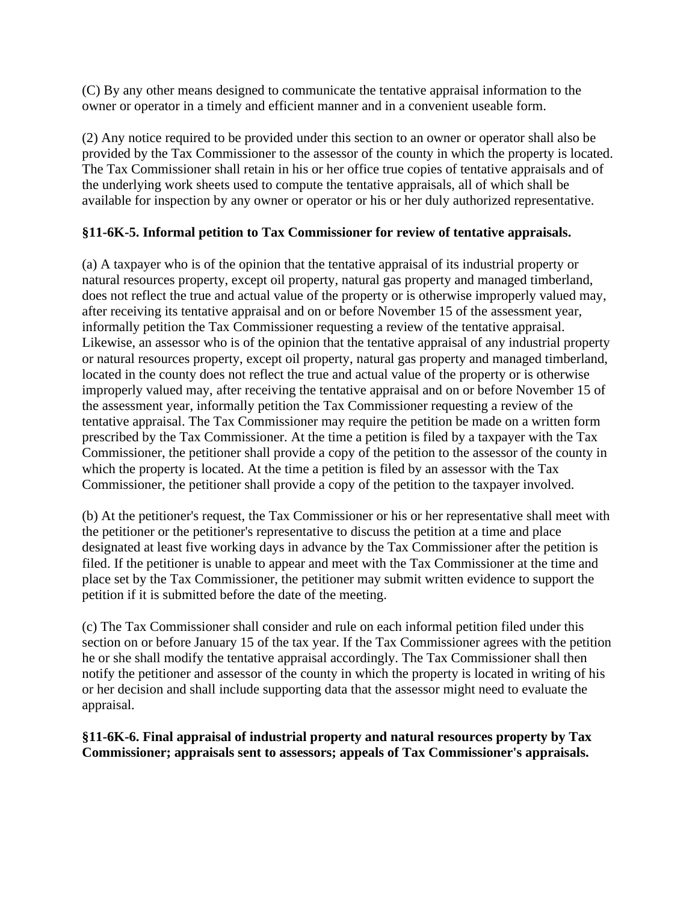(C) By any other means designed to communicate the tentative appraisal information to the owner or operator in a timely and efficient manner and in a convenient useable form.

(2) Any notice required to be provided under this section to an owner or operator shall also be provided by the Tax Commissioner to the assessor of the county in which the property is located. The Tax Commissioner shall retain in his or her office true copies of tentative appraisals and of the underlying work sheets used to compute the tentative appraisals, all of which shall be available for inspection by any owner or operator or his or her duly authorized representative.

**§11-6K-5. Informal petition to Tax Commissioner for review of tentative appraisals.**

(a) A taxpayer who is of the opinion that the tentative appraisal of its industrial property or natural resources property, except oil property, natural gas property and managed timberland, does not reflect the true and actual value of the property or is otherwise improperly valued may, after receiving its tentative appraisal and on or before November 15 of the assessment year, informally petition the Tax Commissioner requesting a review of the tentative appraisal. Likewise, an assessor who is of the opinion that the tentative appraisal of any industrial property or natural resources property, except oil property, natural gas property and managed timberland, located in the county does not reflect the true and actual value of the property or is otherwise improperly valued may, after receiving the tentative appraisal and on or before November 15 of the assessment year, informally petition the Tax Commissioner requesting a review of the tentative appraisal. The Tax Commissioner may require the petition be made on a written form prescribed by the Tax Commissioner. At the time a petition is filed by a taxpayer with the Tax Commissioner, the petitioner shall provide a copy of the petition to the assessor of the county in which the property is located. At the time a petition is filed by an assessor with the Tax Commissioner, the petitioner shall provide a copy of the petition to the taxpayer involved.

(b) At the petitioner's request, the Tax Commissioner or his or her representative shall meet with the petitioner or the petitioner's representative to discuss the petition at a time and place designated at least five working days in advance by the Tax Commissioner after the petition is filed. If the petitioner is unable to appear and meet with the Tax Commissioner at the time and place set by the Tax Commissioner, the petitioner may submit written evidence to support the petition if it is submitted before the date of the meeting.

(c) The Tax Commissioner shall consider and rule on each informal petition filed under this section on or before January 15 of the tax year. If the Tax Commissioner agrees with the petition he or she shall modify the tentative appraisal accordingly. The Tax Commissioner shall then notify the petitioner and assessor of the county in which the property is located in writing of his or her decision and shall include supporting data that the assessor might need to evaluate the appraisal.

**§11-6K-6. Final appraisal of industrial property and natural resources property by Tax Commissioner; appraisals sent to assessors; appeals of Tax Commissioner's appraisals.**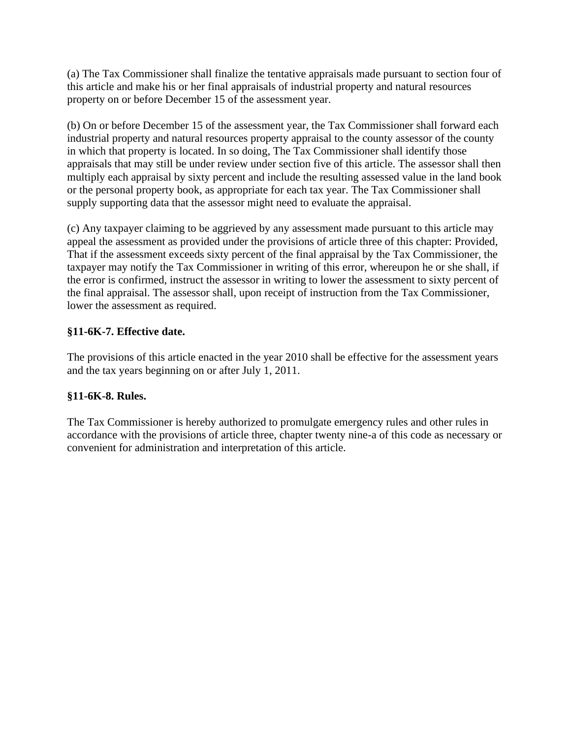(a) The Tax Commissioner shall finalize the tentative appraisals made pursuant to section four of this article and make his or her final appraisals of industrial property and natural resources property on or before December 15 of the assessment year.

(b) On or before December 15 of the assessment year, the Tax Commissioner shall forward each industrial property and natural resources property appraisal to the county assessor of the county in which that property is located. In so doing, The Tax Commissioner shall identify those appraisals that may still be under review under section five of this article. The assessor shall then multiply each appraisal by sixty percent and include the resulting assessed value in the land book or the personal property book, as appropriate for each tax year. The Tax Commissioner shall supply supporting data that the assessor might need to evaluate the appraisal.

(c) Any taxpayer claiming to be aggrieved by any assessment made pursuant to this article may appeal the assessment as provided under the provisions of article three of this chapter: Provided, That if the assessment exceeds sixty percent of the final appraisal by the Tax Commissioner, the taxpayer may notify the Tax Commissioner in writing of this error, whereupon he or she shall, if the error is confirmed, instruct the assessor in writing to lower the assessment to sixty percent of the final appraisal. The assessor shall, upon receipt of instruction from the Tax Commissioner, lower the assessment as required.

**§11-6K-7. Effective date.**

The provisions of this article enacted in the year 2010 shall be effective for the assessment years and the tax years beginning on or after July 1, 2011.

**§11-6K-8. Rules.**

The Tax Commissioner is hereby authorized to promulgate emergency rules and other rules in accordance with the provisions of article three, chapter twenty nine-a of this code as necessary or convenient for administration and interpretation of this article.